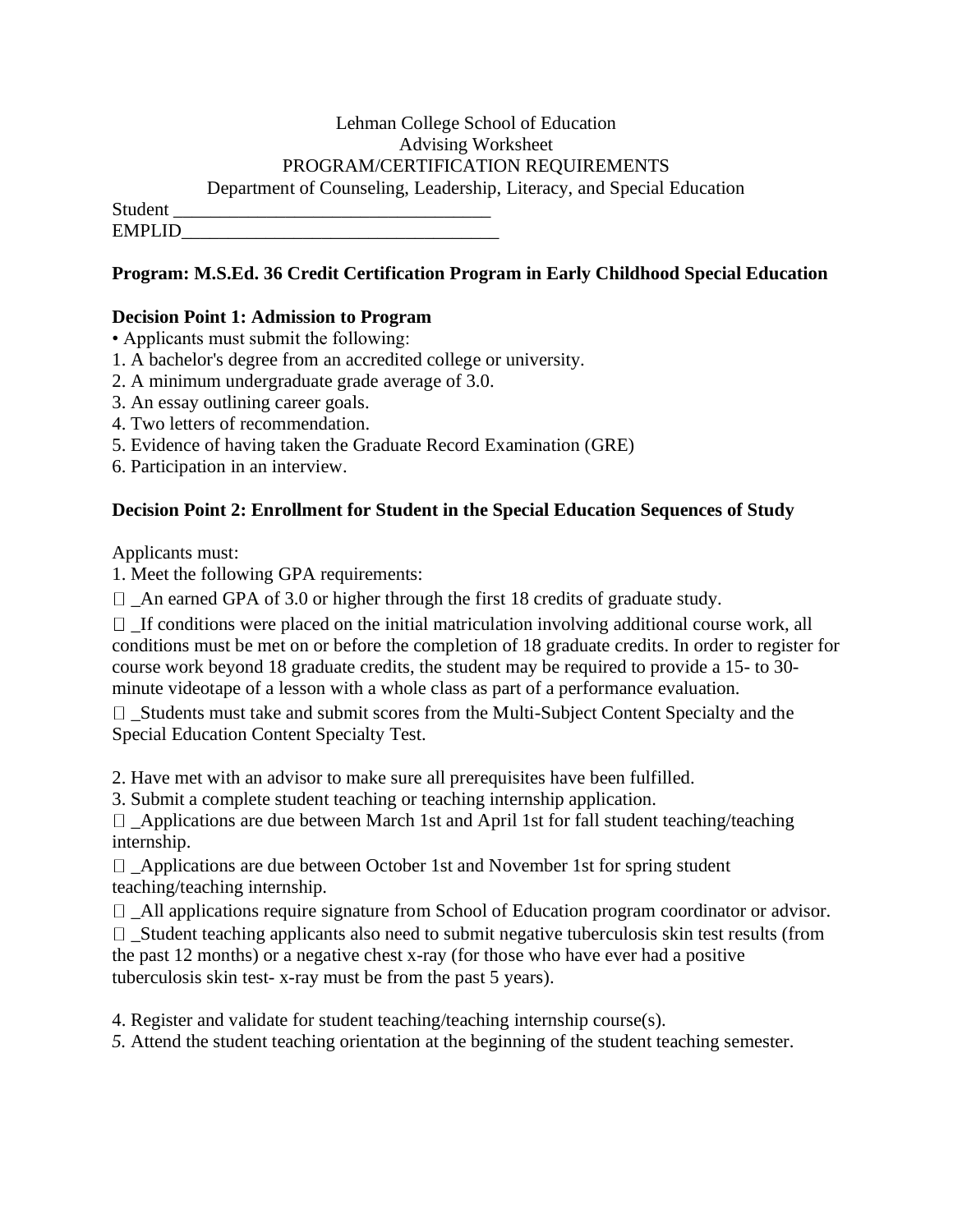Lehman College School of Education
Advising Worksheet
PROGRAM/CERTIFICATION REQUIREMENTS
Department of Counseling, Leadership, Literacy, and Special Education

Student ___________________________________
EMPLID___________________________________

**Program: M.S.Ed. 36 Credit Certification Program in Early Childhood Special Education**

**Decision Point 1: Admission to Program**

• Applicants must submit the following:

1. A bachelor's degree from an accredited college or university.
2. A minimum undergraduate grade average of 3.0.
3. An essay outlining career goals.
4. Two letters of recommendation.
5. Evidence of having taken the Graduate Record Examination (GRE)
6. Participation in an interview.

**Decision Point 2: Enrollment for Student in the Special Education Sequences of Study**

Applicants must:

1. Meet the following GPA requirements:

□ _An earned GPA of 3.0 or higher through the first 18 credits of graduate study.

□ _If conditions were placed on the initial matriculation involving additional course work, all conditions must be met on or before the completion of 18 graduate credits. In order to register for course work beyond 18 graduate credits, the student may be required to provide a 15- to 30-minute videotape of a lesson with a whole class as part of a performance evaluation.

□ _Students must take and submit scores from the Multi-Subject Content Specialty and the Special Education Content Specialty Test.

2. Have met with an advisor to make sure all prerequisites have been fulfilled.
3. Submit a complete student teaching or teaching internship application.

□ _Applications are due between March 1st and April 1st for fall student teaching/teaching internship.

□ _Applications are due between October 1st and November 1st for spring student teaching/teaching internship.

□ _All applications require signature from School of Education program coordinator or advisor.

□ _Student teaching applicants also need to submit negative tuberculosis skin test results (from the past 12 months) or a negative chest x-ray (for those who have ever had a positive tuberculosis skin test- x-ray must be from the past 5 years).

4. Register and validate for student teaching/teaching internship course(s).
5. Attend the student teaching orientation at the beginning of the student teaching semester.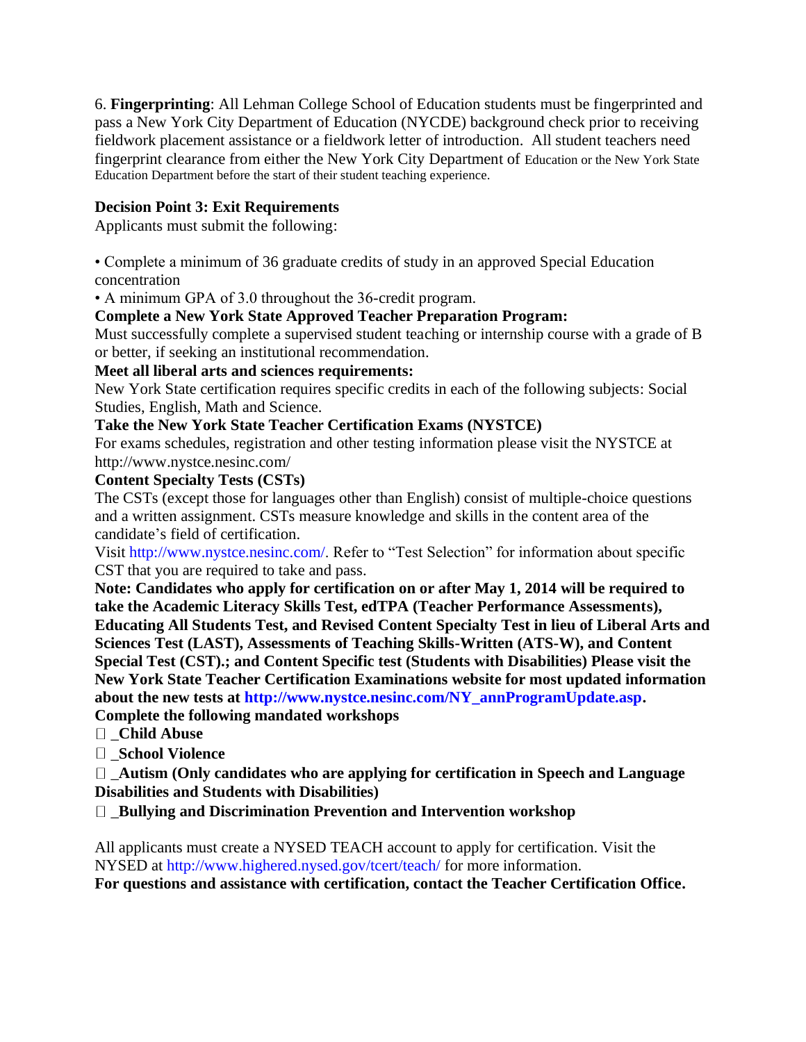6. **Fingerprinting**: All Lehman College School of Education students must be fingerprinted and pass a New York City Department of Education (NYCDE) background check prior to receiving fieldwork placement assistance or a fieldwork letter of introduction. All student teachers need fingerprint clearance from either the New York City Department of Education or the New York State Education Department before the start of their student teaching experience.

**Decision Point 3: Exit Requirements**

Applicants must submit the following:

• Complete a minimum of 36 graduate credits of study in an approved Special Education concentration

• A minimum GPA of 3.0 throughout the 36-credit program.

**Complete a New York State Approved Teacher Preparation Program:**

Must successfully complete a supervised student teaching or internship course with a grade of B or better, if seeking an institutional recommendation.

**Meet all liberal arts and sciences requirements:**

New York State certification requires specific credits in each of the following subjects: Social Studies, English, Math and Science.

**Take the New York State Teacher Certification Exams (NYSTCE)**

For exams schedules, registration and other testing information please visit the NYSTCE at http://www.nystce.nesinc.com/

**Content Specialty Tests (CSTs)**

The CSTs (except those for languages other than English) consist of multiple-choice questions and a written assignment. CSTs measure knowledge and skills in the content area of the candidate's field of certification.

Visit http://www.nystce.nesinc.com/. Refer to "Test Selection" for information about specific CST that you are required to take and pass.

**Note: Candidates who apply for certification on or after May 1, 2014 will be required to take the Academic Literacy Skills Test, edTPA (Teacher Performance Assessments), Educating All Students Test, and Revised Content Specialty Test in lieu of Liberal Arts and Sciences Test (LAST), Assessments of Teaching Skills-Written (ATS-W), and Content Special Test (CST).; and Content Specific test (Students with Disabilities) Please visit the New York State Teacher Certification Examinations website for most updated information about the new tests at http://www.nystce.nesinc.com/NY_annProgramUpdate.asp.**

**Complete the following mandated workshops**

- ☐ **_Child Abuse**
- ☐ **_School Violence**
- ☐ **_Autism (Only candidates who are applying for certification in Speech and Language Disabilities and Students with Disabilities)**
- ☐ **_Bullying and Discrimination Prevention and Intervention workshop**

All applicants must create a NYSED TEACH account to apply for certification. Visit the NYSED at http://www.highered.nysed.gov/tcert/teach/ for more information.

**For questions and assistance with certification, contact the Teacher Certification Office.**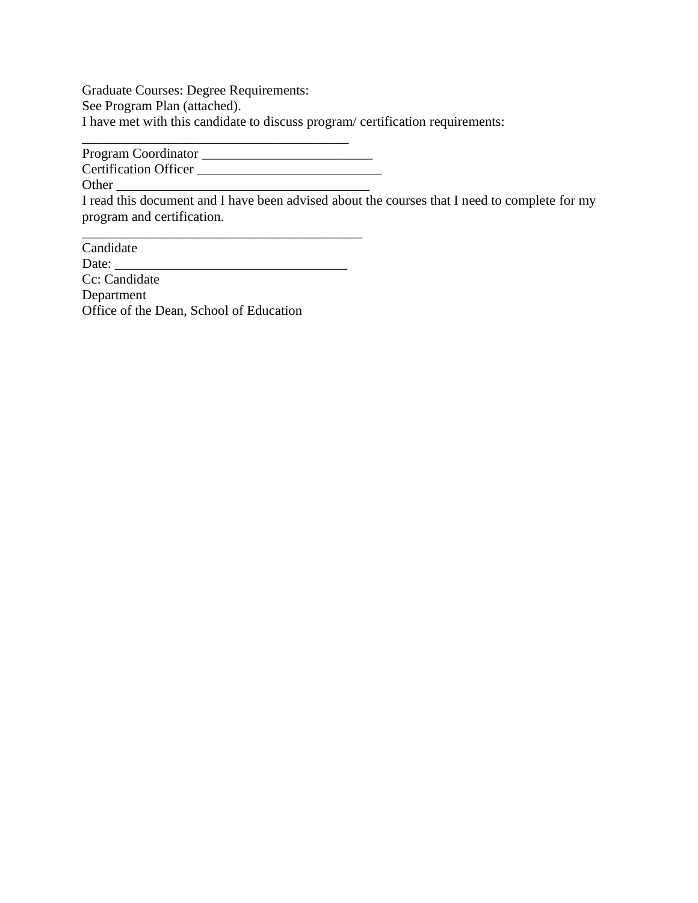Graduate Courses: Degree Requirements:
See Program Plan (attached).
I have met with this candidate to discuss program/ certification requirements:

________________________________________

Program Coordinator ________________________

Certification Officer ___________________________

Other ______________________________________

I read this document and I have been advised about the courses that I need to complete for my program and certification.

__________________________________________

Candidate

Date: __________________________________

Cc: Candidate
Department
Office of the Dean, School of Education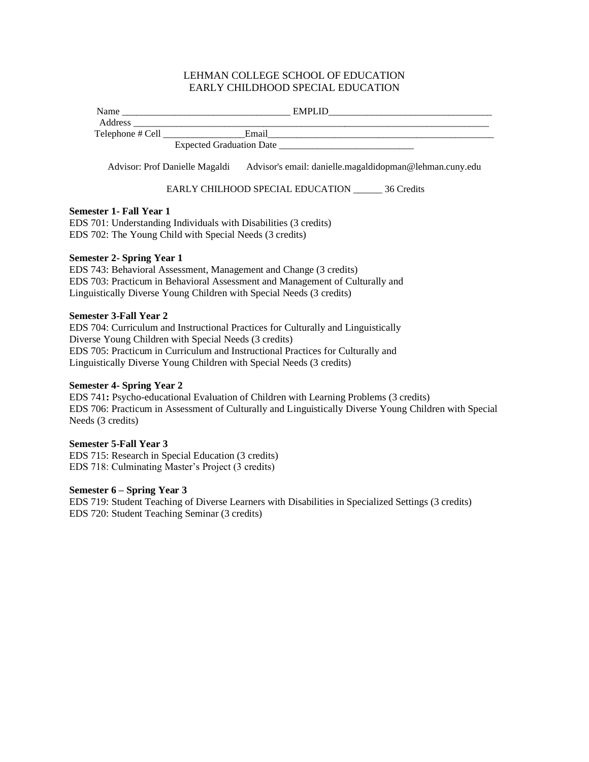# LEHMAN COLLEGE SCHOOL OF EDUCATION
## EARLY CHILDHOOD SPECIAL EDUCATION

Name ___________________________________ EMPLID__________________________________

Address ________________________________________________________________________________

Telephone # Cell _________________Email_________________________________________________

Expected Graduation Date ____________________________

Advisor: Prof Danielle Magaldi Advisor's email: danielle.magaldidopman@lehman.cuny.edu

EARLY CHILHOOD SPECIAL EDUCATION ______ 36 Credits

**Semester 1- Fall Year 1**

EDS 701: Understanding Individuals with Disabilities (3 credits)
EDS 702: The Young Child with Special Needs (3 credits)

**Semester 2- Spring Year 1**

EDS 743: Behavioral Assessment, Management and Change (3 credits)
EDS 703: Practicum in Behavioral Assessment and Management of Culturally and Linguistically Diverse Young Children with Special Needs (3 credits)

**Semester 3-Fall Year 2**

EDS 704: Curriculum and Instructional Practices for Culturally and Linguistically Diverse Young Children with Special Needs (3 credits)
EDS 705: Practicum in Curriculum and Instructional Practices for Culturally and Linguistically Diverse Young Children with Special Needs (3 credits)

**Semester 4- Spring Year 2**

EDS 741**:** Psycho-educational Evaluation of Children with Learning Problems (3 credits)
EDS 706: Practicum in Assessment of Culturally and Linguistically Diverse Young Children with Special Needs (3 credits)

**Semester 5-Fall Year 3**

EDS 715: Research in Special Education (3 credits)
EDS 718: Culminating Master's Project (3 credits)

**Semester 6 – Spring Year 3**

EDS 719: Student Teaching of Diverse Learners with Disabilities in Specialized Settings (3 credits)
EDS 720: Student Teaching Seminar (3 credits)